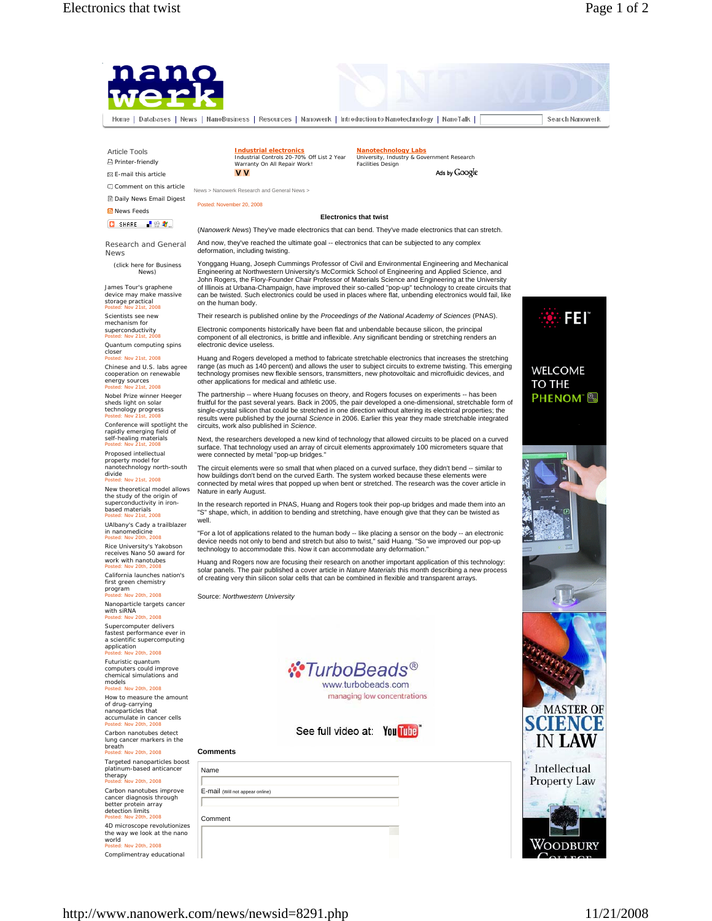Home | Databases | News | NanoBusiness | Resources | Nanowerk | Introduction to Nanotechnology | NanoTalk | Search Nanowerk

Article Tools
- Printer-friendly
- E-mail this article
- Comment on this article
- Daily News Email Digest
- News Feeds

News > Nanowerk Research and General News >

Posted: November 20, 2008

# Electronics that twist

(*Nanowerk News*) They've made electronics that can bend. They've made electronics that can stretch.

And now, they've reached the ultimate goal -- electronics that can be subjected to any complex deformation, including twisting.

Yonggang Huang, Joseph Cummings Professor of Civil and Environmental Engineering and Mechanical Engineering at Northwestern University's McCormick School of Engineering and Applied Science, and John Rogers, the Flory-Founder Chair Professor of Materials Science and Engineering at the University of Illinois at Urbana-Champaign, have improved their so-called "pop-up" technology to create circuits that can be twisted. Such electronics could be used in places where flat, unbending electronics would fail, like on the human body.

Their research is published online by the *Proceedings of the National Academy of Sciences* (PNAS).

Electronic components historically have been flat and unbendable because silicon, the principal component of all electronics, is brittle and inflexible. Any significant bending or stretching renders an electronic device useless.

Huang and Rogers developed a method to fabricate stretchable electronics that increases the stretching range (as much as 140 percent) and allows the user to subject circuits to extreme twisting. This emerging technology promises new flexible sensors, transmitters, new photovoltaic and microfluidic devices, and other applications for medical and athletic use.

The partnership -- where Huang focuses on theory, and Rogers focuses on experiments -- has been fruitful for the past several years. Back in 2005, the pair developed a one-dimensional, stretchable form of single-crystal silicon that could be stretched in one direction without altering its electrical properties; the results were published by the journal *Science* in 2006. Earlier this year they made stretchable integrated circuits, work also published in *Science*.

Next, the researchers developed a new kind of technology that allowed circuits to be placed on a curved surface. That technology used an array of circuit elements approximately 100 micrometers square that were connected by metal "pop-up bridges."

The circuit elements were so small that when placed on a curved surface, they didn't bend -- similar to how buildings don't bend on the curved Earth. The system worked because these elements were connected by metal wires that popped up when bent or stretched. The research was the cover article in Nature in early August.

In the research reported in PNAS, Huang and Rogers took their pop-up bridges and made them into an "S" shape, which, in addition to bending and stretching, have enough give that they can be twisted as well.

"For a lot of applications related to the human body -- like placing a sensor on the body -- an electronic device needs not only to bend and stretch but also to twist," said Huang. "So we improved our pop-up technology to accommodate that. Now it can accommodate any deformation."

Huang and Rogers now are focusing their research on another important application of this technology: solar panels. The pair published a cover article in *Nature Materials* this month describing a new process of creating very thin silicon solar cells that can be combined in flexible and transparent arrays.

Source: *Northwestern University*

## Comments

Name

E-mail (Will not appear online)

Comment

---

Research and General News

(click here for Business News)

- James Tour's graphene device may make massive storage practical — Posted: Nov 21st, 2008
- Scientists see new mechanism for superconductivity — Posted: Nov 21st, 2008
- Quantum computing spins closer — Posted: Nov 21st, 2008
- Chinese and U.S. labs agree cooperation on renewable energy sources — Posted: Nov 21st, 2008
- Nobel Prize winner Heeger sheds light on solar technology progress — Posted: Nov 21st, 2008
- Conference will spotlight the rapidly emerging field of self-healing materials — Posted: Nov 21st, 2008
- Proposed intellectual property model for nanotechnology north-south divide — Posted: Nov 21st, 2008
- New theoretical model allows the study of the origin of superconductivity in iron-based materials — Posted: Nov 21st, 2008
- UAlbany's Cady a trailblazer in nanomedicine — Posted: Nov 20th, 2008
- Rice University's Yakobson receives Nano 50 award for work with nanotubes — Posted: Nov 20th, 2008
- California launches nation's first green chemistry program — Posted: Nov 20th, 2008
- Nanoparticle targets cancer with siRNA — Posted: Nov 20th, 2008
- Supercomputer delivers fastest performance ever in a scientific supercomputing application — Posted: Nov 20th, 2008
- Futuristic quantum computers could improve chemical simulations and models — Posted: Nov 20th, 2008
- How to measure the amount of drug-carrying nanoparticles that accumulate in cancer cells — Posted: Nov 20th, 2008
- Carbon nanotubes detect lung cancer markers in the breath — Posted: Nov 20th, 2008
- Targeted nanoparticles boost platinum-based anticancer therapy — Posted: Nov 20th, 2008
- Carbon nanotubes improve cancer diagnosis through better protein array detection limits — Posted: Nov 20th, 2008
- 4D microscope revolutionizes the way we look at the nano world — Posted: Nov 20th, 2008
- Complimentray educational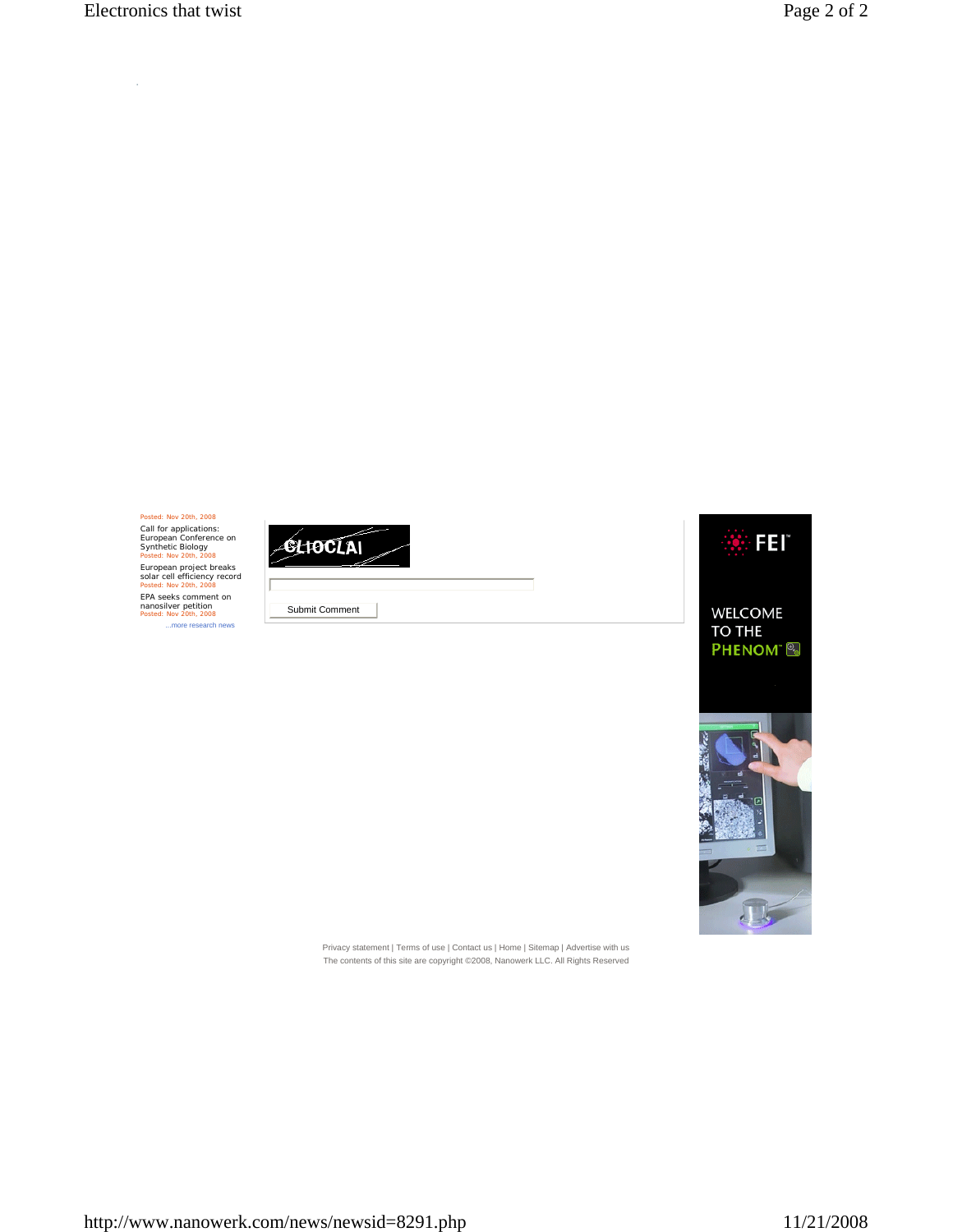Posted: Nov 20th, 2008

Call for applications: European Conference on Synthetic Biology
Posted: Nov 20th, 2008

European project breaks solar cell efficiency record
Posted: Nov 20th, 2008

EPA seeks comment on nanosilver petition
Posted: Nov 20th, 2008

...more research news

Submit Comment

FEI

WELCOME TO THE PHENOM™

Privacy statement | Terms of use | Contact us | Home | Sitemap | Advertise with us

The contents of this site are copyright ©2008, Nanowerk LLC. All Rights Reserved